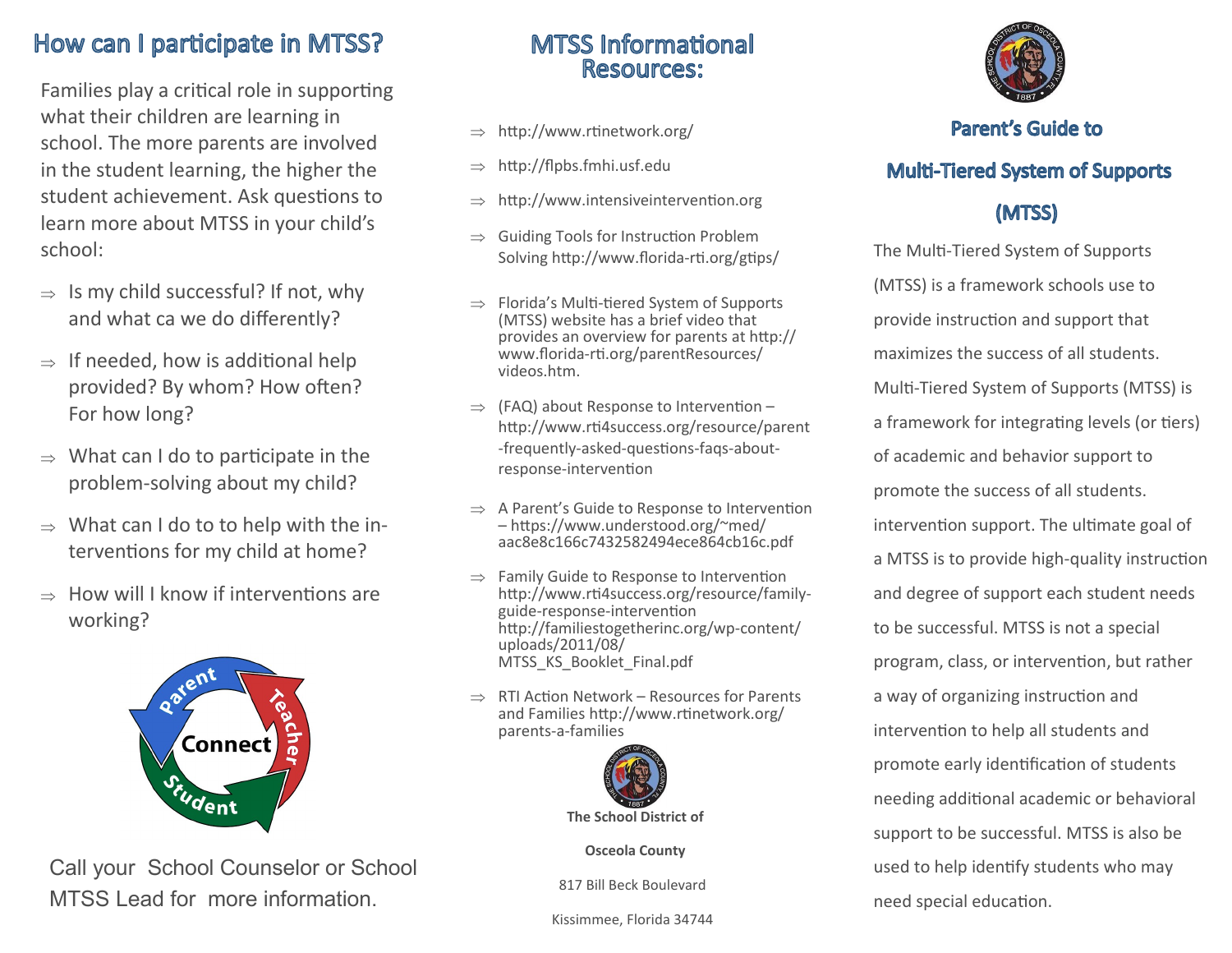## How can I participate in MTSS?

Families play a critical role in supporting what their children are learning in school. The more parents are involved in the student learning, the higher the student achievement. Ask questions to learn more about MTSS in your child's school:

- Is my child successful? If not, why and what ca we do differently?
- If needed, how is additional help provided? By whom? How often? For how long?
- What can I do to participate in the problem-solving about my child?
- What can I do to to help with the in-terventions for my child at home?
- How will I know if interventions are working?

Parent Teacher Student Connect

Call your School Counselor or School MTSS Lead for more information.

## MTSS Informational Resources:

- http://www.rtinetwork.org/
- http://flpbs.fmhi.usf.edu
- http://www.intensiveintervention.org
- Guiding Tools for Instruction Problem Solving http://www.florida-rti.org/gtips/
- Florida's Multi-tiered System of Supports (MTSS) website has a brief video that provides an overview for parents at http://www.florida-rti.org/parentResources/videos.htm.
- (FAQ) about Response to Intervention – http://www.rti4success.org/resource/parent-frequently-asked-questions-faqs-about-response-intervention
- A Parent's Guide to Response to Intervention – https://www.understood.org/~med/aac8e8c166c7432582494ece864cb16c.pdf
- Family Guide to Response to Intervention http://www.rti4success.org/resource/family-guide-response-intervention http://familiestogetherinc.org/wp-content/uploads/2011/08/MTSS_KS_Booklet_Final.pdf
- RTI Action Network – Resources for Parents and Families http://www.rtinetwork.org/parents-a-families

**The School District of**

**Osceola County**

817 Bill Beck Boulevard

Kissimmee, Florida 34744

# Parent's Guide to Multi-Tiered System of Supports (MTSS)

The Multi-Tiered System of Supports (MTSS) is a framework schools use to provide instruction and support that maximizes the success of all students. Multi-Tiered System of Supports (MTSS) is a framework for integrating levels (or tiers) of academic and behavior support to promote the success of all students. intervention support. The ultimate goal of a MTSS is to provide high-quality instruction and degree of support each student needs to be successful. MTSS is not a special program, class, or intervention, but rather a way of organizing instruction and intervention to help all students and promote early identification of students needing additional academic or behavioral support to be successful. MTSS is also be used to help identify students who may need special education.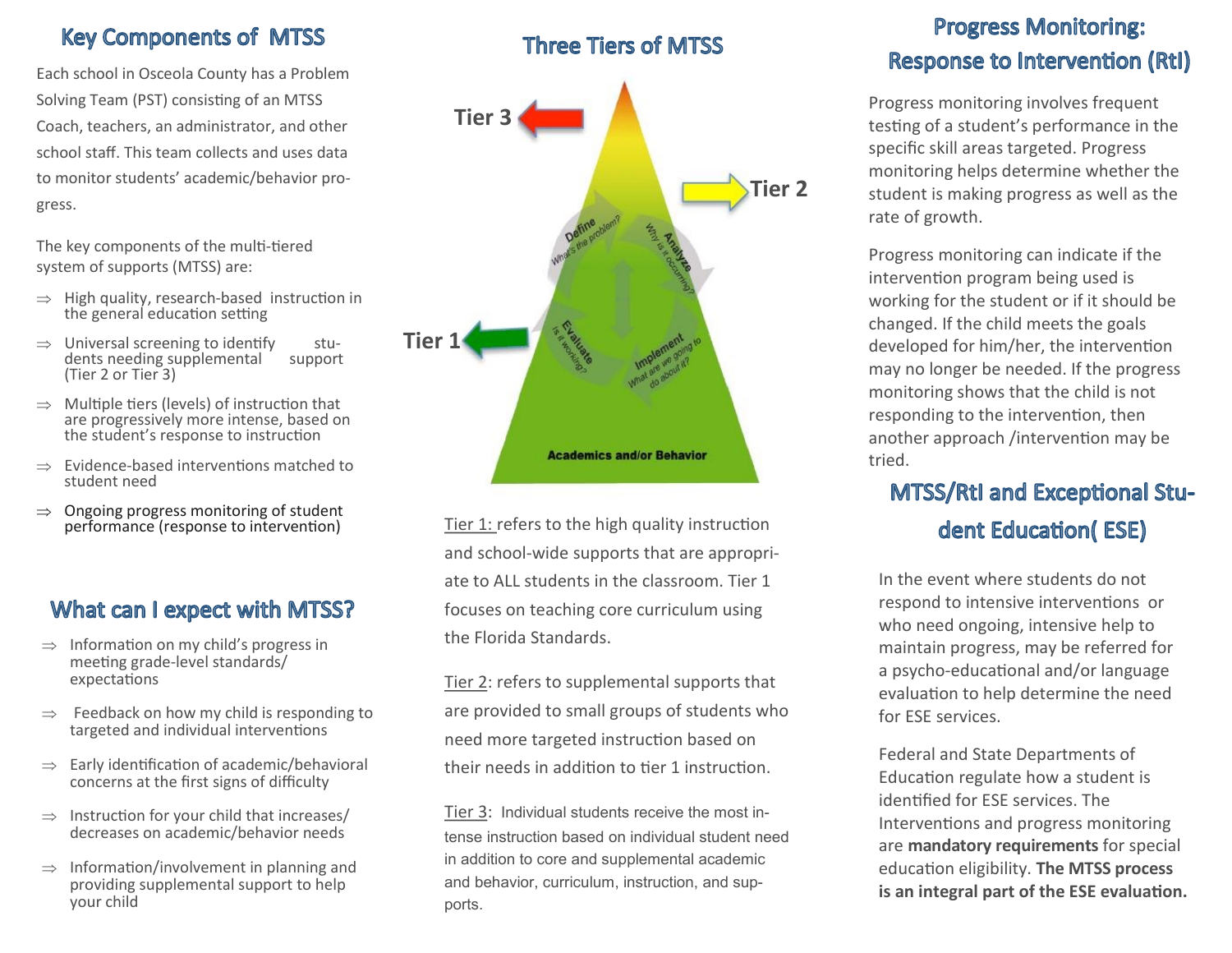## Key Components of MTSS

Each school in Osceola County has a Problem Solving Team (PST) consisting of an MTSS Coach, teachers, an administrator, and other school staff. This team collects and uses data to monitor students' academic/behavior progress.

The key components of the multi-tiered system of supports (MTSS) are:

- ⇒ High quality, research-based instruction in the general education setting
- ⇒ Universal screening to identify students needing supplemental support (Tier 2 or Tier 3)
- ⇒ Multiple tiers (levels) of instruction that are progressively more intense, based on the student's response to instruction
- ⇒ Evidence-based interventions matched to student need
- ⇒ Ongoing progress monitoring of student performance (response to intervention)

## What can I expect with MTSS?

- ⇒ Information on my child's progress in meeting grade-level standards/ expectations
- ⇒ Feedback on how my child is responding to targeted and individual interventions
- ⇒ Early identification of academic/behavioral concerns at the first signs of difficulty
- ⇒ Instruction for your child that increases/ decreases on academic/behavior needs
- ⇒ Information/involvement in planning and providing supplemental support to help your child

## Three Tiers of MTSS

Tier 3

Tier 2

Tier 1

Define
What's the problem?

Analyze
Why is it occurring?

Implement
What are we going to do about it?

Evaluate
Is it working?

Academics and/or Behavior

Tier 1: refers to the high quality instruction and school-wide supports that are appropriate to ALL students in the classroom. Tier 1 focuses on teaching core curriculum using the Florida Standards.

Tier 2: refers to supplemental supports that are provided to small groups of students who need more targeted instruction based on their needs in addition to tier 1 instruction.

Tier 3: Individual students receive the most intense instruction based on individual student need in addition to core and supplemental academic and behavior, curriculum, instruction, and supports.

## Progress Monitoring: Response to Intervention (RtI)

Progress monitoring involves frequent testing of a student's performance in the specific skill areas targeted. Progress monitoring helps determine whether the student is making progress as well as the rate of growth.

Progress monitoring can indicate if the intervention program being used is working for the student or if it should be changed. If the child meets the goals developed for him/her, the intervention may no longer be needed. If the progress monitoring shows that the child is not responding to the intervention, then another approach /intervention may be tried.

## MTSS/RtI and Exceptional Student Education( ESE)

In the event where students do not respond to intensive interventions or who need ongoing, intensive help to maintain progress, may be referred for a psycho-educational and/or language evaluation to help determine the need for ESE services.

Federal and State Departments of Education regulate how a student is identified for ESE services. The Interventions and progress monitoring are **mandatory requirements** for special education eligibility. **The MTSS process is an integral part of the ESE evaluation.**